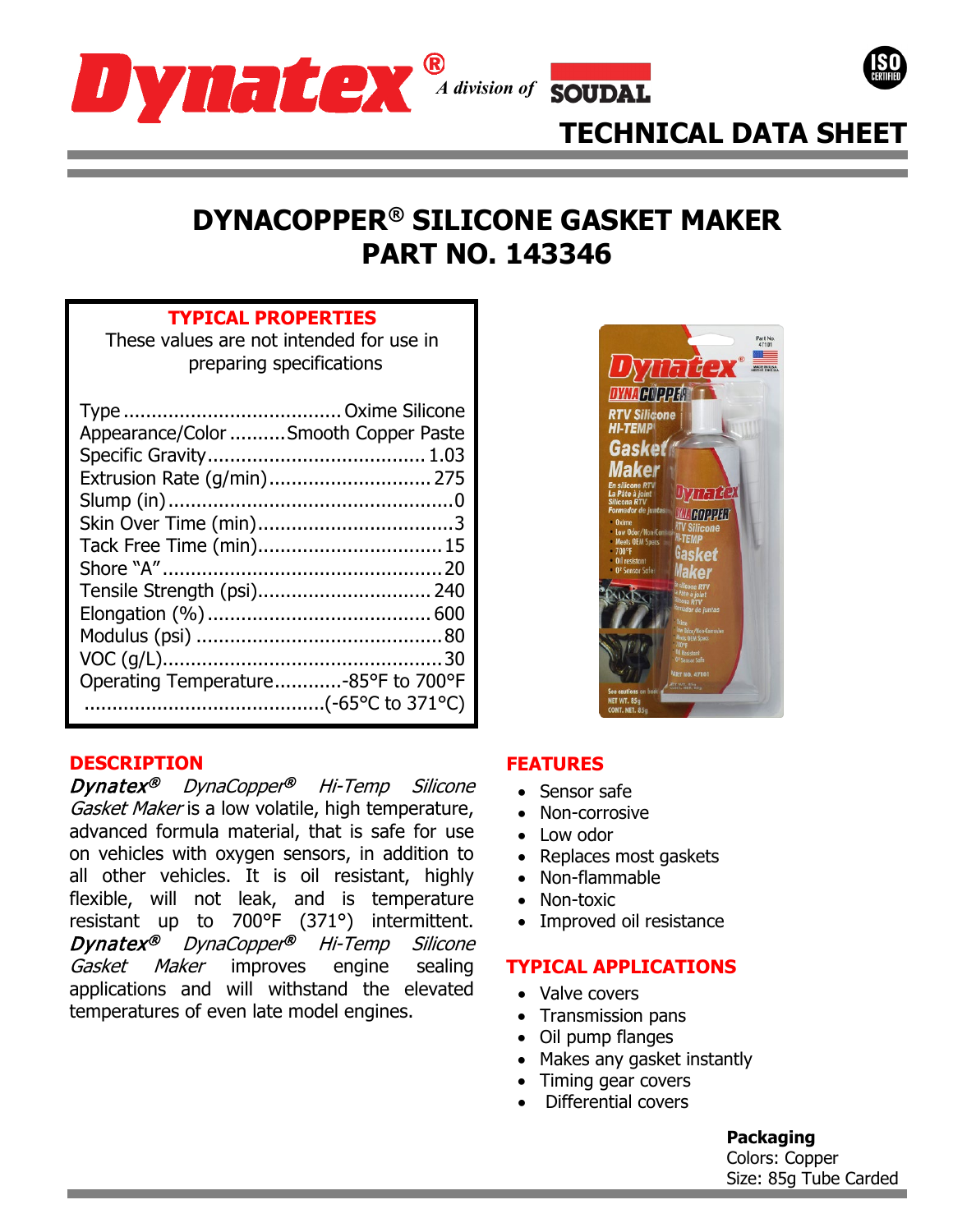# DYNACOPPER® SILICONE GASKET MAKER
# PART NO. 143346

## TYPICAL PROPERTIES

These values are not intended for use in preparing specifications

| Property | Value |
|---|---|
| Type | Oxime Silicone |
| Appearance/Color | Smooth Copper Paste |
| Specific Gravity | 1.03 |
| Extrusion Rate (g/min) | 275 |
| Slump (in) | 0 |
| Skin Over Time (min) | 3 |
| Tack Free Time (min) | 15 |
| Shore "A" | 20 |
| Tensile Strength (psi) | 240 |
| Elongation (%) | 600 |
| Modulus (psi) | 80 |
| VOC (g/L) | 30 |
| Operating Temperature | -85°F to 700°F (-65°C to 371°C) |

## DESCRIPTION

*Dynatex® DynaCopper® Hi-Temp Silicone Gasket Maker* is a low volatile, high temperature, advanced formula material, that is safe for use on vehicles with oxygen sensors, in addition to all other vehicles. It is oil resistant, highly flexible, will not leak, and is temperature resistant up to 700°F (371°) intermittent. *Dynatex® DynaCopper® Hi-Temp Silicone Gasket Maker* improves engine sealing applications and will withstand the elevated temperatures of even late model engines.

## FEATURES

- Sensor safe
- Non-corrosive
- Low odor
- Replaces most gaskets
- Non-flammable
- Non-toxic
- Improved oil resistance

## TYPICAL APPLICATIONS

- Valve covers
- Transmission pans
- Oil pump flanges
- Makes any gasket instantly
- Timing gear covers
- Differential covers

**Packaging**
Colors: Copper
Size: 85g Tube Carded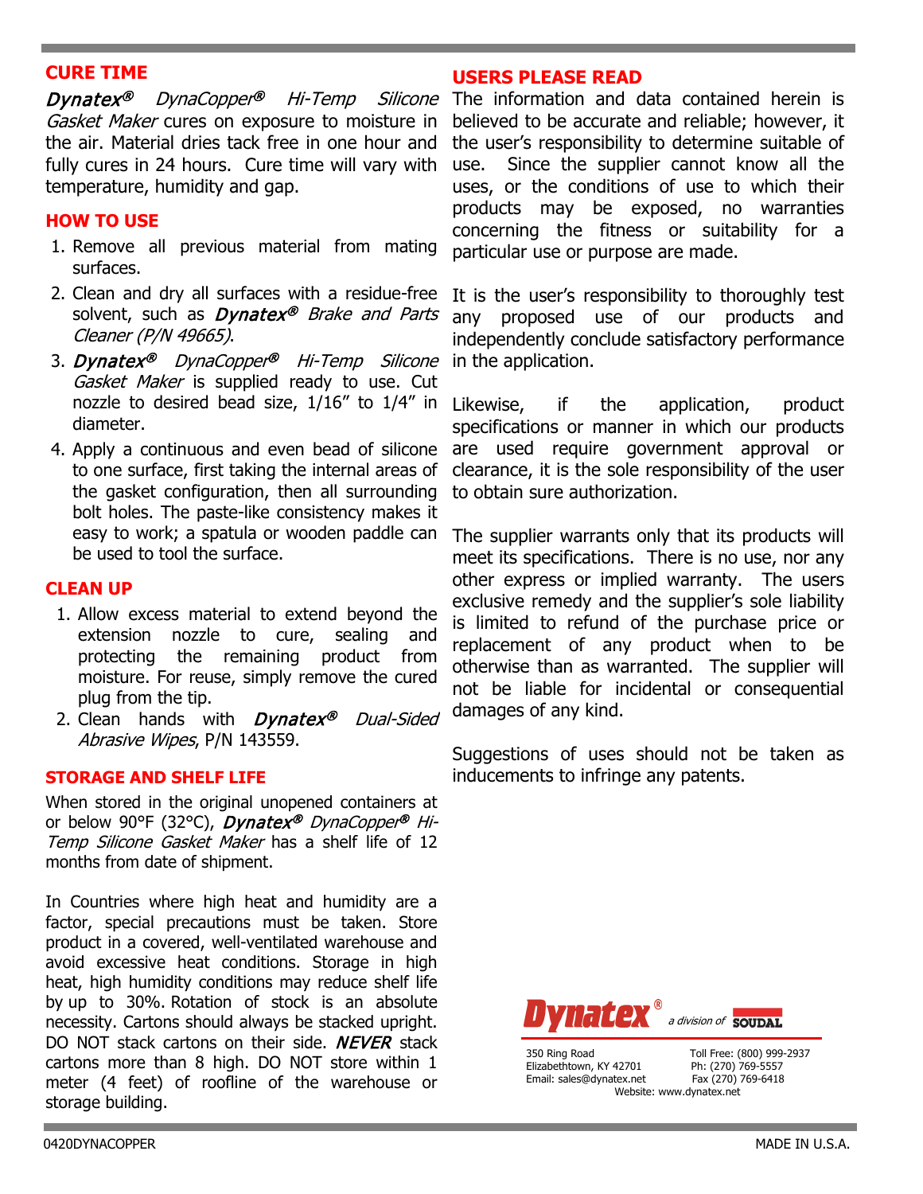## CURE TIME

*Dynatex® DynaCopper® Hi-Temp Silicone Gasket Maker* cures on exposure to moisture in the air. Material dries tack free in one hour and fully cures in 24 hours. Cure time will vary with temperature, humidity and gap.

## HOW TO USE

1. Remove all previous material from mating surfaces.
2. Clean and dry all surfaces with a residue-free solvent, such as *Dynatex® Brake and Parts Cleaner (P/N 49665)*.
3. *Dynatex® DynaCopper® Hi-Temp Silicone Gasket Maker* is supplied ready to use. Cut nozzle to desired bead size, 1/16" to 1/4" in diameter.
4. Apply a continuous and even bead of silicone to one surface, first taking the internal areas of the gasket configuration, then all surrounding bolt holes. The paste-like consistency makes it easy to work; a spatula or wooden paddle can be used to tool the surface.

## CLEAN UP

1. Allow excess material to extend beyond the extension nozzle to cure, sealing and protecting the remaining product from moisture. For reuse, simply remove the cured plug from the tip.
2. Clean hands with *Dynatex® Dual-Sided Abrasive Wipes*, P/N 143559.

## STORAGE AND SHELF LIFE

When stored in the original unopened containers at or below 90°F (32°C), *Dynatex® DynaCopper® Hi-Temp Silicone Gasket Maker* has a shelf life of 12 months from date of shipment.

In Countries where high heat and humidity are a factor, special precautions must be taken. Store product in a covered, well-ventilated warehouse and avoid excessive heat conditions. Storage in high heat, high humidity conditions may reduce shelf life by up to 30%. Rotation of stock is an absolute necessity. Cartons should always be stacked upright. DO NOT stack cartons on their side. *NEVER* stack cartons more than 8 high. DO NOT store within 1 meter (4 feet) of roofline of the warehouse or storage building.

## USERS PLEASE READ

The information and data contained herein is believed to be accurate and reliable; however, it the user's responsibility to determine suitable of use. Since the supplier cannot know all the uses, or the conditions of use to which their products may be exposed, no warranties concerning the fitness or suitability for a particular use or purpose are made.

It is the user's responsibility to thoroughly test any proposed use of our products and independently conclude satisfactory performance in the application.

Likewise, if the application, product specifications or manner in which our products are used require government approval or clearance, it is the sole responsibility of the user to obtain sure authorization.

The supplier warrants only that its products will meet its specifications. There is no use, nor any other express or implied warranty. The users exclusive remedy and the supplier's sole liability is limited to refund of the purchase price or replacement of any product when to be otherwise than as warranted. The supplier will not be liable for incidental or consequential damages of any kind.

Suggestions of uses should not be taken as inducements to infringe any patents.

Dynatex® a division of SOUDAL

350 Ring Road
Elizabethtown, KY 42701
Email: sales@dynatex.net

Toll Free: (800) 999-2937
Ph: (270) 769-5557
Fax (270) 769-6418

Website: www.dynatex.net

0420DYNACOPPER

MADE IN U.S.A.